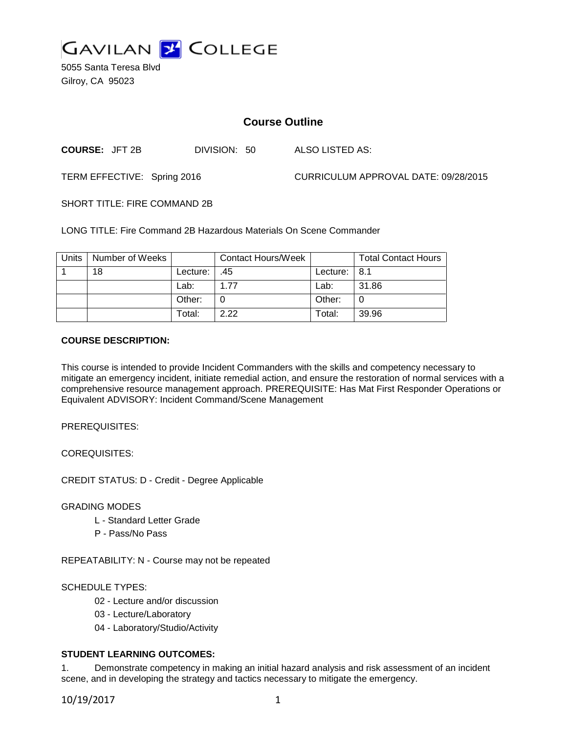# GAVILAN COLLEGE

5055 Santa Teresa Blvd
Gilroy, CA 95023

## Course Outline

**COURSE:** JFT 2B DIVISION: 50 ALSO LISTED AS:

TERM EFFECTIVE: Spring 2016 CURRICULUM APPROVAL DATE: 09/28/2015

SHORT TITLE: FIRE COMMAND 2B

LONG TITLE: Fire Command 2B Hazardous Materials On Scene Commander

| Units | Number of Weeks | | Contact Hours/Week | | Total Contact Hours |
|---|---|---|---|---|---|
| 1 | 18 | Lecture: | .45 | Lecture: | 8.1 |
| | | Lab: | 1.77 | Lab: | 31.86 |
| | | Other: | 0 | Other: | 0 |
| | | Total: | 2.22 | Total: | 39.96 |

**COURSE DESCRIPTION:**

This course is intended to provide Incident Commanders with the skills and competency necessary to mitigate an emergency incident, initiate remedial action, and ensure the restoration of normal services with a comprehensive resource management approach. PREREQUISITE: Has Mat First Responder Operations or Equivalent ADVISORY: Incident Command/Scene Management

PREREQUISITES:

COREQUISITES:

CREDIT STATUS: D - Credit - Degree Applicable

GRADING MODES

- L - Standard Letter Grade
- P - Pass/No Pass

REPEATABILITY: N - Course may not be repeated

SCHEDULE TYPES:

- 02 - Lecture and/or discussion
- 03 - Lecture/Laboratory
- 04 - Laboratory/Studio/Activity

**STUDENT LEARNING OUTCOMES:**

1. Demonstrate competency in making an initial hazard analysis and risk assessment of an incident scene, and in developing the strategy and tactics necessary to mitigate the emergency.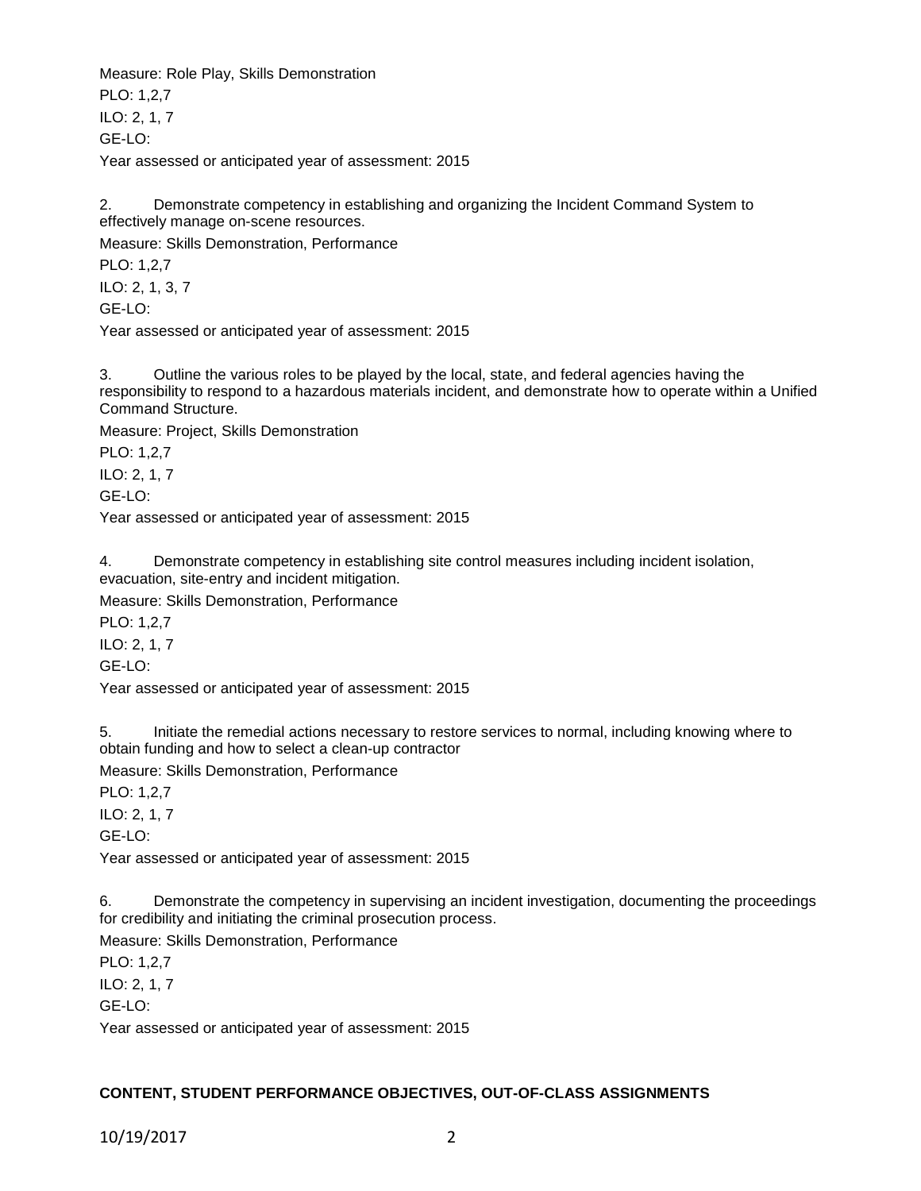Measure: Role Play, Skills Demonstration

PLO: 1,2,7

ILO: 2, 1, 7

GE-LO:

Year assessed or anticipated year of assessment: 2015

2. Demonstrate competency in establishing and organizing the Incident Command System to effectively manage on-scene resources.

Measure: Skills Demonstration, Performance

PLO: 1,2,7

ILO: 2, 1, 3, 7

GE-LO:

Year assessed or anticipated year of assessment: 2015

3. Outline the various roles to be played by the local, state, and federal agencies having the responsibility to respond to a hazardous materials incident, and demonstrate how to operate within a Unified Command Structure.

Measure: Project, Skills Demonstration

PLO: 1,2,7

ILO: 2, 1, 7

GE-LO:

Year assessed or anticipated year of assessment: 2015

4. Demonstrate competency in establishing site control measures including incident isolation, evacuation, site-entry and incident mitigation.

Measure: Skills Demonstration, Performance

PLO: 1,2,7

ILO: 2, 1, 7

GE-LO:

Year assessed or anticipated year of assessment: 2015

5. Initiate the remedial actions necessary to restore services to normal, including knowing where to obtain funding and how to select a clean-up contractor

Measure: Skills Demonstration, Performance

PLO: 1,2,7

ILO: 2, 1, 7

GE-LO:

Year assessed or anticipated year of assessment: 2015

6. Demonstrate the competency in supervising an incident investigation, documenting the proceedings for credibility and initiating the criminal prosecution process.

Measure: Skills Demonstration, Performance

PLO: 1,2,7

ILO: 2, 1, 7

GE-LO:

Year assessed or anticipated year of assessment: 2015

**CONTENT, STUDENT PERFORMANCE OBJECTIVES, OUT-OF-CLASS ASSIGNMENTS**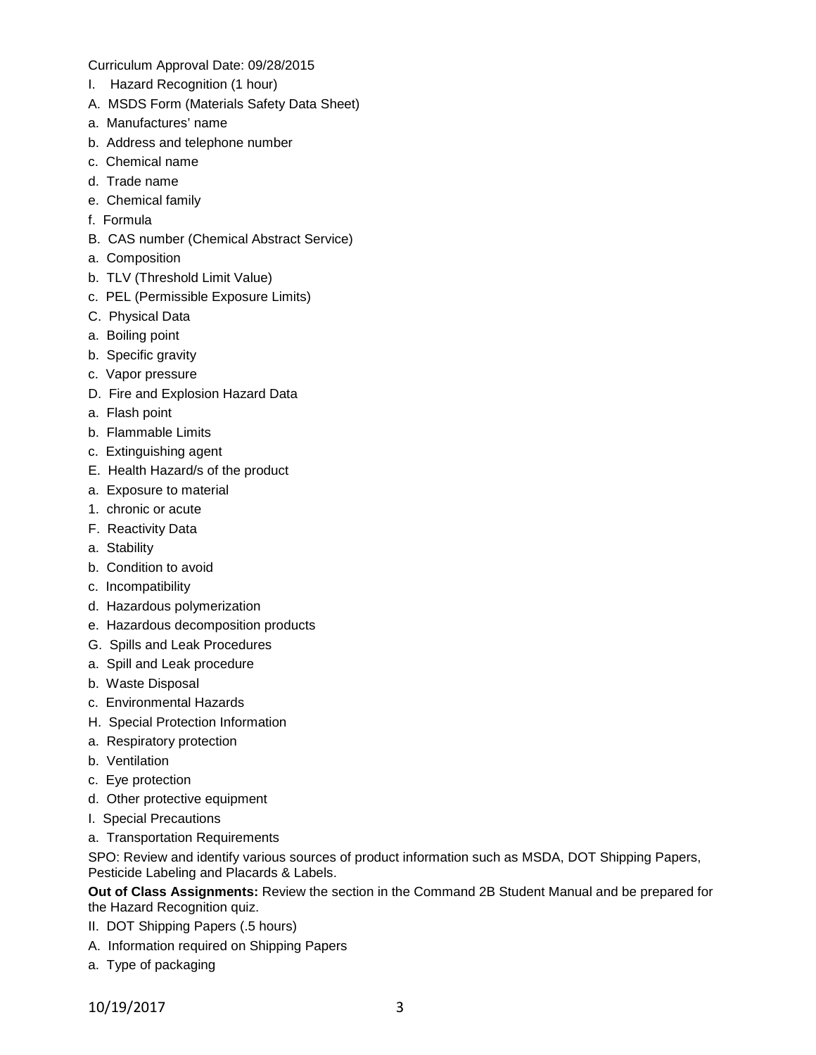Curriculum Approval Date: 09/28/2015

I. Hazard Recognition (1 hour)

A. MSDS Form (Materials Safety Data Sheet)

a. Manufactures' name

b. Address and telephone number

c. Chemical name

d. Trade name

e. Chemical family

f. Formula

B. CAS number (Chemical Abstract Service)

a. Composition

b. TLV (Threshold Limit Value)

c. PEL (Permissible Exposure Limits)

C. Physical Data

a. Boiling point

b. Specific gravity

c. Vapor pressure

D. Fire and Explosion Hazard Data

a. Flash point

b. Flammable Limits

c. Extinguishing agent

E. Health Hazard/s of the product

a. Exposure to material

1. chronic or acute

F. Reactivity Data

a. Stability

b. Condition to avoid

c. Incompatibility

d. Hazardous polymerization

e. Hazardous decomposition products

G. Spills and Leak Procedures

a. Spill and Leak procedure

b. Waste Disposal

c. Environmental Hazards

H. Special Protection Information

a. Respiratory protection

b. Ventilation

c. Eye protection

d. Other protective equipment

I. Special Precautions

a. Transportation Requirements

SPO: Review and identify various sources of product information such as MSDA, DOT Shipping Papers, Pesticide Labeling and Placards & Labels.

**Out of Class Assignments:** Review the section in the Command 2B Student Manual and be prepared for the Hazard Recognition quiz.

II. DOT Shipping Papers (.5 hours)

A. Information required on Shipping Papers

a. Type of packaging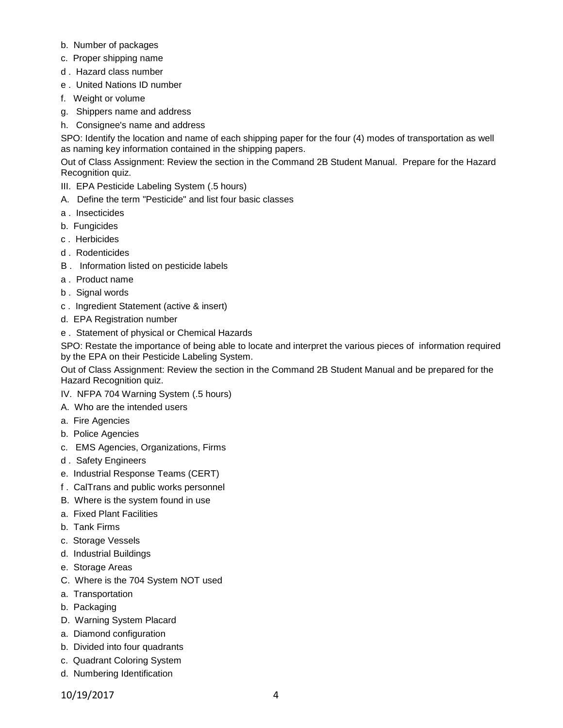b. Number of packages

c. Proper shipping name

d . Hazard class number

e . United Nations ID number

f. Weight or volume

g. Shippers name and address

h. Consignee's name and address

SPO: Identify the location and name of each shipping paper for the four (4) modes of transportation as well as naming key information contained in the shipping papers.

Out of Class Assignment: Review the section in the Command 2B Student Manual. Prepare for the Hazard Recognition quiz.

III. EPA Pesticide Labeling System (.5 hours)

A. Define the term "Pesticide" and list four basic classes

a . Insecticides

b. Fungicides

c . Herbicides

d . Rodenticides

B . Information listed on pesticide labels

a . Product name

b . Signal words

c . Ingredient Statement (active & insert)

d. EPA Registration number

e . Statement of physical or Chemical Hazards

SPO: Restate the importance of being able to locate and interpret the various pieces of information required by the EPA on their Pesticide Labeling System.

Out of Class Assignment: Review the section in the Command 2B Student Manual and be prepared for the Hazard Recognition quiz.

IV. NFPA 704 Warning System (.5 hours)

A. Who are the intended users

a. Fire Agencies

b. Police Agencies

c. EMS Agencies, Organizations, Firms

d . Safety Engineers

e. Industrial Response Teams (CERT)

f . CalTrans and public works personnel

B. Where is the system found in use

a. Fixed Plant Facilities

b. Tank Firms

c. Storage Vessels

d. Industrial Buildings

e. Storage Areas

C. Where is the 704 System NOT used

a. Transportation

b. Packaging

D. Warning System Placard

a. Diamond configuration

b. Divided into four quadrants

c. Quadrant Coloring System

d. Numbering Identification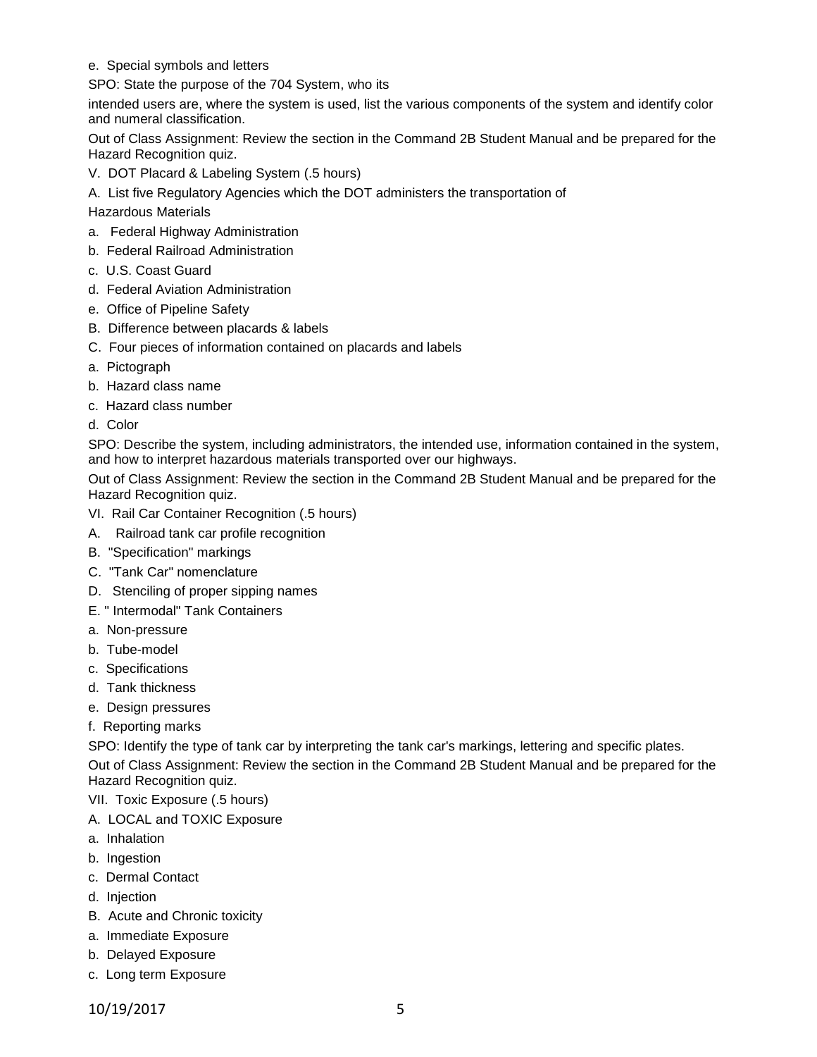e. Special symbols and letters

SPO: State the purpose of the 704 System, who its

intended users are, where the system is used, list the various components of the system and identify color and numeral classification.

Out of Class Assignment: Review the section in the Command 2B Student Manual and be prepared for the Hazard Recognition quiz.

V. DOT Placard & Labeling System (.5 hours)

A. List five Regulatory Agencies which the DOT administers the transportation of

Hazardous Materials

a. Federal Highway Administration

b. Federal Railroad Administration

c. U.S. Coast Guard

d. Federal Aviation Administration

e. Office of Pipeline Safety

B. Difference between placards & labels

C. Four pieces of information contained on placards and labels

a. Pictograph

b. Hazard class name

c. Hazard class number

d. Color

SPO: Describe the system, including administrators, the intended use, information contained in the system, and how to interpret hazardous materials transported over our highways.

Out of Class Assignment: Review the section in the Command 2B Student Manual and be prepared for the Hazard Recognition quiz.

VI. Rail Car Container Recognition (.5 hours)

A. Railroad tank car profile recognition

B. "Specification" markings

C. "Tank Car" nomenclature

D. Stenciling of proper sipping names

E. " Intermodal" Tank Containers

a. Non-pressure

b. Tube-model

c. Specifications

d. Tank thickness

e. Design pressures

f. Reporting marks

SPO: Identify the type of tank car by interpreting the tank car's markings, lettering and specific plates.

Out of Class Assignment: Review the section in the Command 2B Student Manual and be prepared for the Hazard Recognition quiz.

VII. Toxic Exposure (.5 hours)

A. LOCAL and TOXIC Exposure

a. Inhalation

b. Ingestion

c. Dermal Contact

d. Injection

B. Acute and Chronic toxicity

a. Immediate Exposure

b. Delayed Exposure

c. Long term Exposure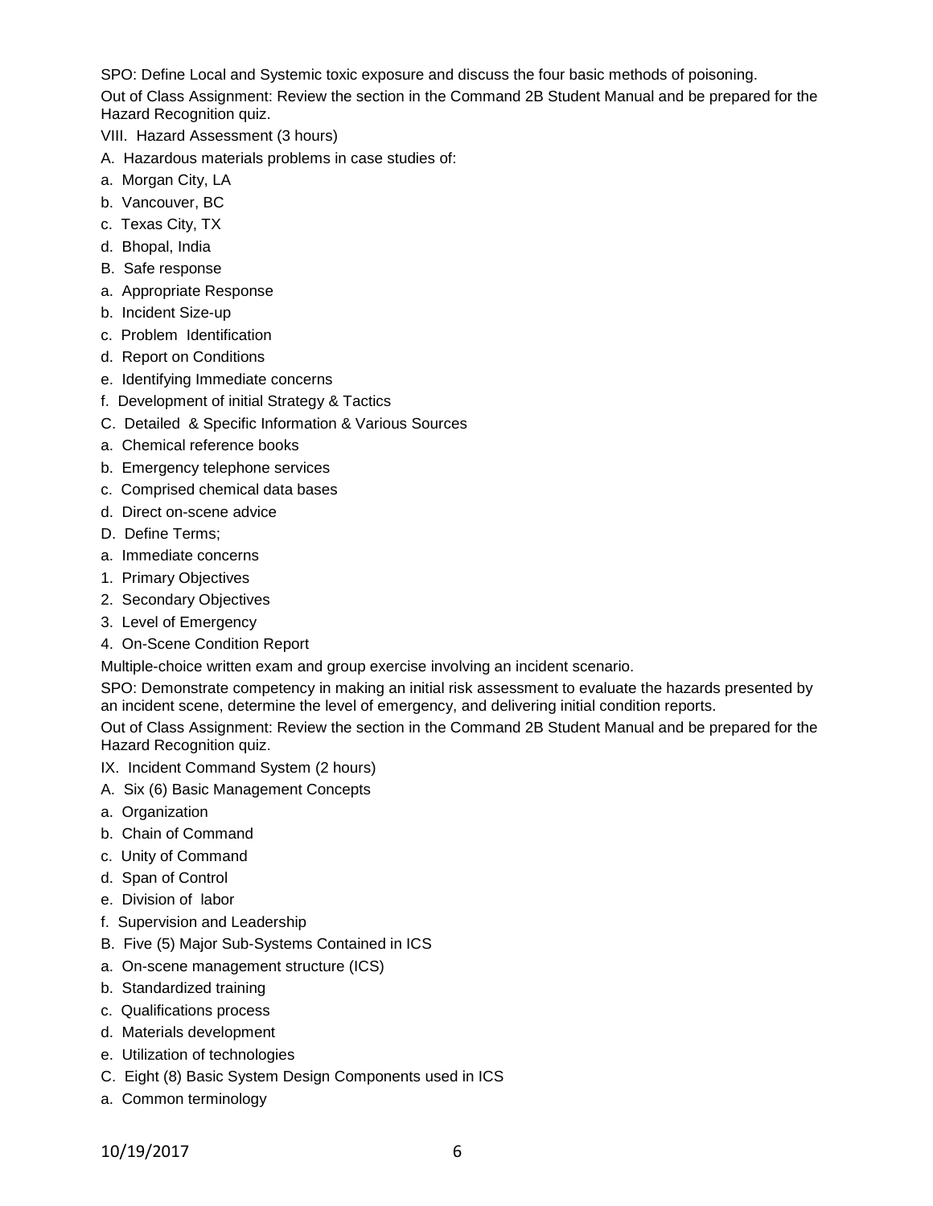SPO: Define Local and Systemic toxic exposure and discuss the four basic methods of poisoning.

Out of Class Assignment: Review the section in the Command 2B Student Manual and be prepared for the Hazard Recognition quiz.

VIII. Hazard Assessment (3 hours)

A. Hazardous materials problems in case studies of:

a. Morgan City, LA

b. Vancouver, BC

c. Texas City, TX

d. Bhopal, India

B. Safe response

a. Appropriate Response

b. Incident Size-up

c. Problem Identification

d. Report on Conditions

e. Identifying Immediate concerns

f. Development of initial Strategy & Tactics

C. Detailed & Specific Information & Various Sources

a. Chemical reference books

b. Emergency telephone services

c. Comprised chemical data bases

d. Direct on-scene advice

D. Define Terms;

a. Immediate concerns

1. Primary Objectives

2. Secondary Objectives

3. Level of Emergency

4. On-Scene Condition Report

Multiple-choice written exam and group exercise involving an incident scenario.

SPO: Demonstrate competency in making an initial risk assessment to evaluate the hazards presented by an incident scene, determine the level of emergency, and delivering initial condition reports.

Out of Class Assignment: Review the section in the Command 2B Student Manual and be prepared for the Hazard Recognition quiz.

IX. Incident Command System (2 hours)

A. Six (6) Basic Management Concepts

a. Organization

b. Chain of Command

c. Unity of Command

d. Span of Control

e. Division of labor

f. Supervision and Leadership

B. Five (5) Major Sub-Systems Contained in ICS

a. On-scene management structure (ICS)

b. Standardized training

c. Qualifications process

d. Materials development

e. Utilization of technologies

C. Eight (8) Basic System Design Components used in ICS

a. Common terminology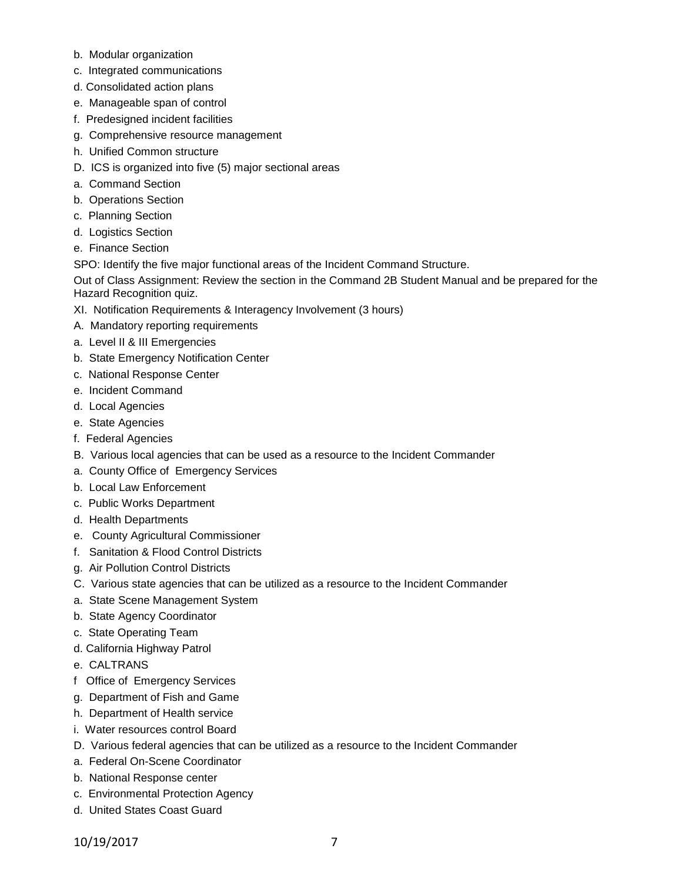b. Modular organization

c. Integrated communications

d. Consolidated action plans

e. Manageable span of control

f. Predesigned incident facilities

g. Comprehensive resource management

h. Unified Common structure

D. ICS is organized into five (5) major sectional areas

a. Command Section

b. Operations Section

c. Planning Section

d. Logistics Section

e. Finance Section

SPO: Identify the five major functional areas of the Incident Command Structure.

Out of Class Assignment: Review the section in the Command 2B Student Manual and be prepared for the Hazard Recognition quiz.

XI. Notification Requirements & Interagency Involvement (3 hours)

A. Mandatory reporting requirements

a. Level II & III Emergencies

b. State Emergency Notification Center

c. National Response Center

e. Incident Command

d. Local Agencies

e. State Agencies

f. Federal Agencies

B. Various local agencies that can be used as a resource to the Incident Commander

a. County Office of Emergency Services

b. Local Law Enforcement

c. Public Works Department

d. Health Departments

e. County Agricultural Commissioner

f. Sanitation & Flood Control Districts

g. Air Pollution Control Districts

C. Various state agencies that can be utilized as a resource to the Incident Commander

a. State Scene Management System

b. State Agency Coordinator

c. State Operating Team

d. California Highway Patrol

e. CALTRANS

f Office of Emergency Services

g. Department of Fish and Game

h. Department of Health service

i. Water resources control Board

D. Various federal agencies that can be utilized as a resource to the Incident Commander

a. Federal On-Scene Coordinator

b. National Response center

c. Environmental Protection Agency

d. United States Coast Guard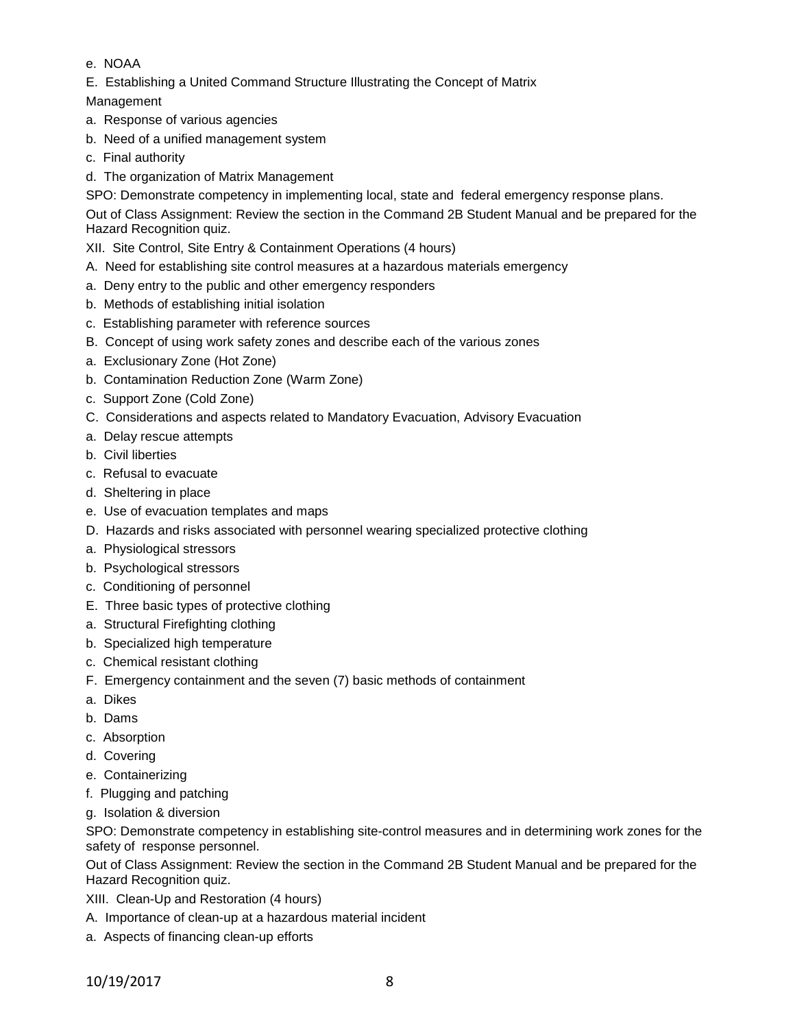e. NOAA

E. Establishing a United Command Structure Illustrating the Concept of Matrix Management

a. Response of various agencies

b. Need of a unified management system

c. Final authority

d. The organization of Matrix Management

SPO: Demonstrate competency in implementing local, state and federal emergency response plans.

Out of Class Assignment: Review the section in the Command 2B Student Manual and be prepared for the Hazard Recognition quiz.

XII. Site Control, Site Entry & Containment Operations (4 hours)

A. Need for establishing site control measures at a hazardous materials emergency

a. Deny entry to the public and other emergency responders

b. Methods of establishing initial isolation

c. Establishing parameter with reference sources

B. Concept of using work safety zones and describe each of the various zones

a. Exclusionary Zone (Hot Zone)

b. Contamination Reduction Zone (Warm Zone)

c. Support Zone (Cold Zone)

C. Considerations and aspects related to Mandatory Evacuation, Advisory Evacuation

a. Delay rescue attempts

b. Civil liberties

c. Refusal to evacuate

d. Sheltering in place

e. Use of evacuation templates and maps

D. Hazards and risks associated with personnel wearing specialized protective clothing

a. Physiological stressors

b. Psychological stressors

c. Conditioning of personnel

E. Three basic types of protective clothing

a. Structural Firefighting clothing

b. Specialized high temperature

c. Chemical resistant clothing

F. Emergency containment and the seven (7) basic methods of containment

a. Dikes

b. Dams

c. Absorption

d. Covering

e. Containerizing

f. Plugging and patching

g. Isolation & diversion

SPO: Demonstrate competency in establishing site-control measures and in determining work zones for the safety of response personnel.

Out of Class Assignment: Review the section in the Command 2B Student Manual and be prepared for the Hazard Recognition quiz.

XIII. Clean-Up and Restoration (4 hours)

A. Importance of clean-up at a hazardous material incident

a. Aspects of financing clean-up efforts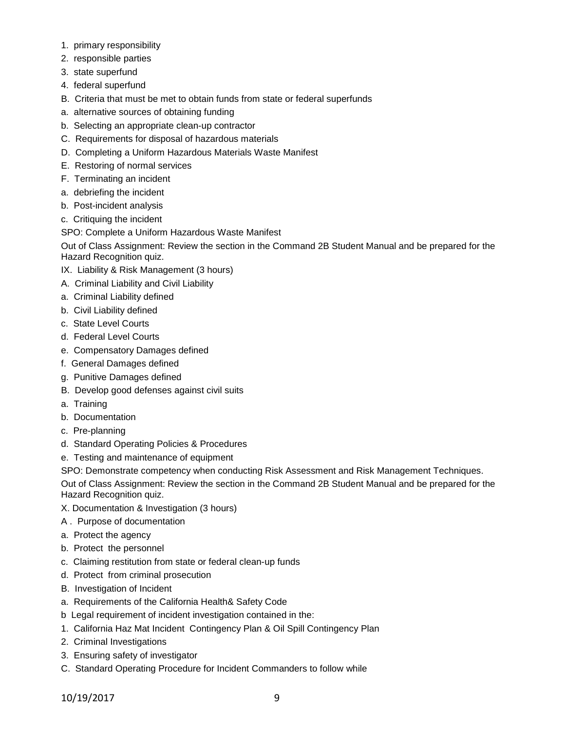1. primary responsibility
2. responsible parties
3. state superfund
4. federal superfund

B. Criteria that must be met to obtain funds from state or federal superfunds

a. alternative sources of obtaining funding

b. Selecting an appropriate clean-up contractor

C. Requirements for disposal of hazardous materials

D. Completing a Uniform Hazardous Materials Waste Manifest

E. Restoring of normal services

F. Terminating an incident

a. debriefing the incident

b. Post-incident analysis

c. Critiquing the incident

SPO: Complete a Uniform Hazardous Waste Manifest

Out of Class Assignment: Review the section in the Command 2B Student Manual and be prepared for the Hazard Recognition quiz.

IX. Liability & Risk Management (3 hours)

A. Criminal Liability and Civil Liability

a. Criminal Liability defined

b. Civil Liability defined

c. State Level Courts

d. Federal Level Courts

e. Compensatory Damages defined

f. General Damages defined

g. Punitive Damages defined

B. Develop good defenses against civil suits

a. Training

b. Documentation

c. Pre-planning

d. Standard Operating Policies & Procedures

e. Testing and maintenance of equipment

SPO: Demonstrate competency when conducting Risk Assessment and Risk Management Techniques.

Out of Class Assignment: Review the section in the Command 2B Student Manual and be prepared for the Hazard Recognition quiz.

X. Documentation & Investigation (3 hours)

A . Purpose of documentation

a. Protect the agency

b. Protect the personnel

c. Claiming restitution from state or federal clean-up funds

d. Protect from criminal prosecution

B. Investigation of Incident

a. Requirements of the California Health& Safety Code

b Legal requirement of incident investigation contained in the:

1. California Haz Mat Incident Contingency Plan & Oil Spill Contingency Plan
2. Criminal Investigations
3. Ensuring safety of investigator

C. Standard Operating Procedure for Incident Commanders to follow while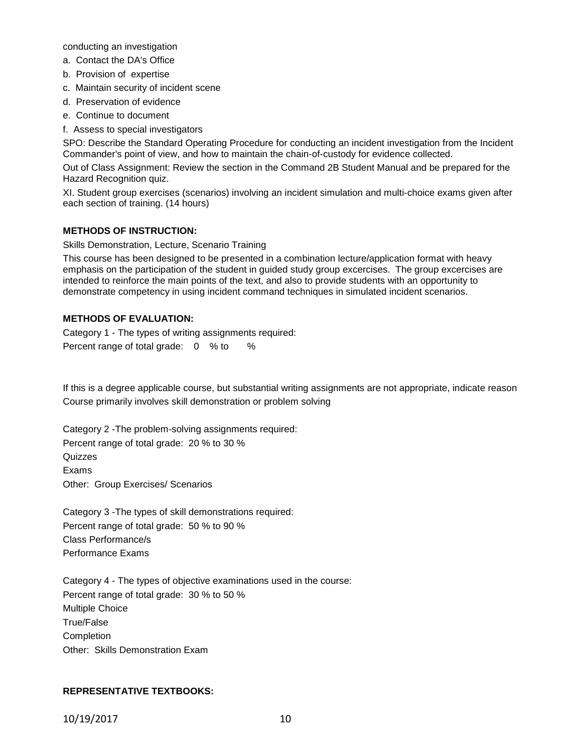conducting an investigation

a. Contact the DA's Office
b. Provision of expertise
c. Maintain security of incident scene
d. Preservation of evidence
e. Continue to document
f. Assess to special investigators

SPO: Describe the Standard Operating Procedure for conducting an incident investigation from the Incident Commander's point of view, and how to maintain the chain-of-custody for evidence collected.

Out of Class Assignment: Review the section in the Command 2B Student Manual and be prepared for the Hazard Recognition quiz.

XI. Student group exercises (scenarios) involving an incident simulation and multi-choice exams given after each section of training. (14 hours)

**METHODS OF INSTRUCTION:**

Skills Demonstration, Lecture, Scenario Training

This course has been designed to be presented in a combination lecture/application format with heavy emphasis on the participation of the student in guided study group excercises. The group excercises are intended to reinforce the main points of the text, and also to provide students with an opportunity to demonstrate competency in using incident command techniques in simulated incident scenarios.

**METHODS OF EVALUATION:**

Category 1 - The types of writing assignments required:
Percent range of total grade: 0 % to %

If this is a degree applicable course, but substantial writing assignments are not appropriate, indicate reason
Course primarily involves skill demonstration or problem solving

Category 2 -The problem-solving assignments required:
Percent range of total grade: 20 % to 30 %
Quizzes
Exams
Other: Group Exercises/ Scenarios

Category 3 -The types of skill demonstrations required:
Percent range of total grade: 50 % to 90 %
Class Performance/s
Performance Exams

Category 4 - The types of objective examinations used in the course:
Percent range of total grade: 30 % to 50 %
Multiple Choice
True/False
Completion
Other: Skills Demonstration Exam

**REPRESENTATIVE TEXTBOOKS:**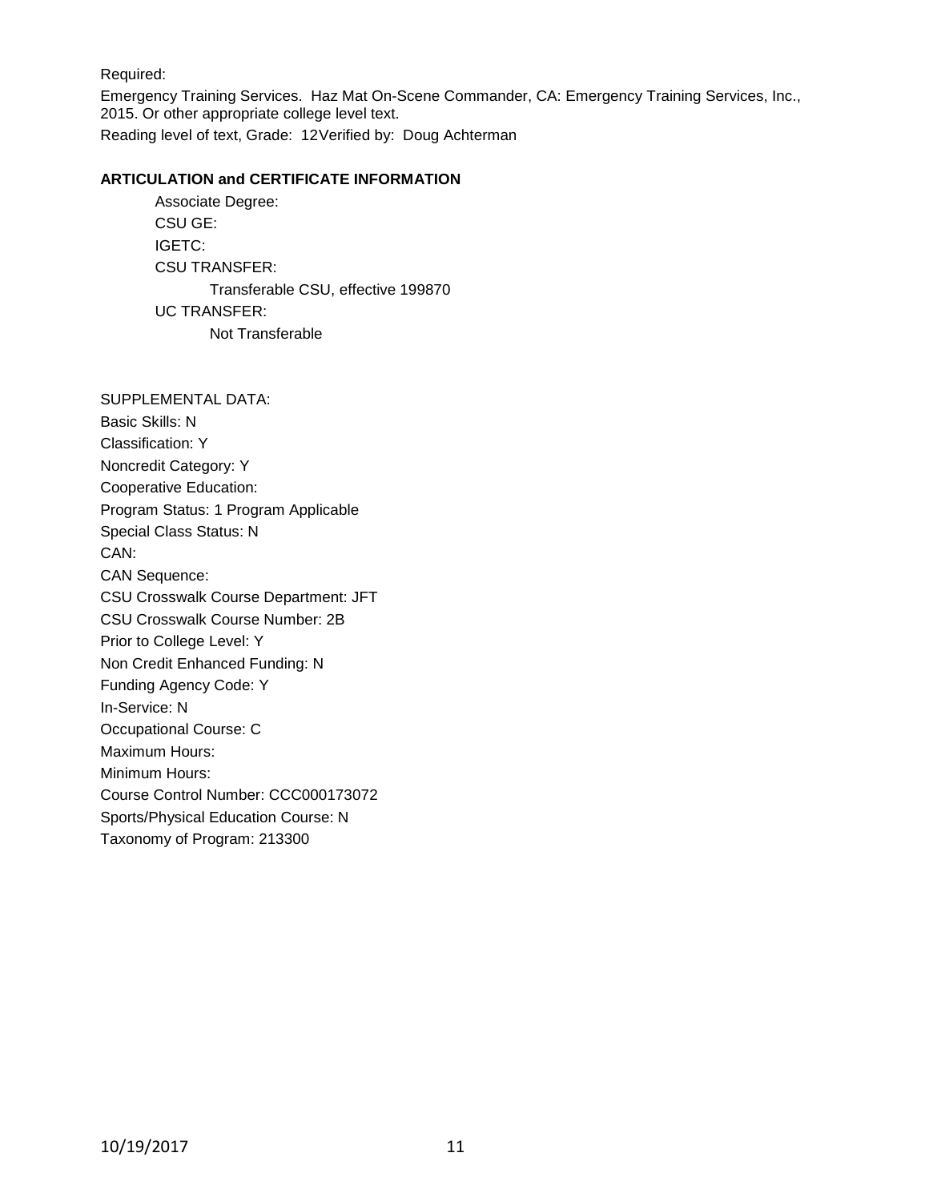Required:

Emergency Training Services. Haz Mat On-Scene Commander, CA: Emergency Training Services, Inc., 2015. Or other appropriate college level text.

Reading level of text, Grade: 12Verified by: Doug Achterman

**ARTICULATION and CERTIFICATE INFORMATION**

Associate Degree:
CSU GE:
IGETC:
CSU TRANSFER:
Transferable CSU, effective 199870
UC TRANSFER:
Not Transferable

SUPPLEMENTAL DATA:
Basic Skills: N
Classification: Y
Noncredit Category: Y
Cooperative Education:
Program Status: 1 Program Applicable
Special Class Status: N
CAN:
CAN Sequence:
CSU Crosswalk Course Department: JFT
CSU Crosswalk Course Number: 2B
Prior to College Level: Y
Non Credit Enhanced Funding: N
Funding Agency Code: Y
In-Service: N
Occupational Course: C
Maximum Hours:
Minimum Hours:
Course Control Number: CCC000173072
Sports/Physical Education Course: N
Taxonomy of Program: 213300